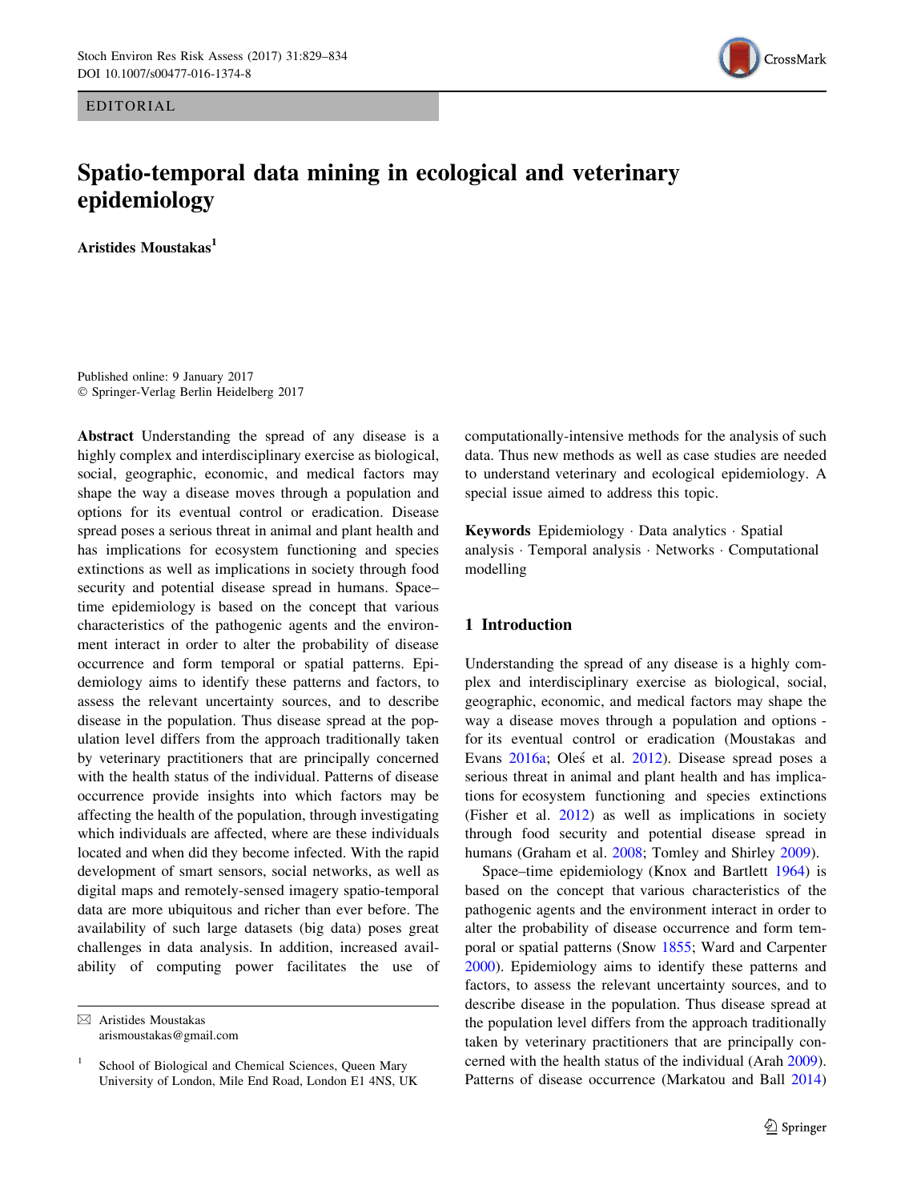EDITORIAL

# Spatio-temporal data mining in ecological and veterinary epidemiology

**Aristides Moustakas**[1]

Published online: 9 January 2017
© Springer-Verlag Berlin Heidelberg 2017

**Abstract** Understanding the spread of any disease is a highly complex and interdisciplinary exercise as biological, social, geographic, economic, and medical factors may shape the way a disease moves through a population and options for its eventual control or eradication. Disease spread poses a serious threat in animal and plant health and has implications for ecosystem functioning and species extinctions as well as implications in society through food security and potential disease spread in humans. Space–time epidemiology is based on the concept that various characteristics of the pathogenic agents and the environment interact in order to alter the probability of disease occurrence and form temporal or spatial patterns. Epidemiology aims to identify these patterns and factors, to assess the relevant uncertainty sources, and to describe disease in the population. Thus disease spread at the population level differs from the approach traditionally taken by veterinary practitioners that are principally concerned with the health status of the individual. Patterns of disease occurrence provide insights into which factors may be affecting the health of the population, through investigating which individuals are affected, where are these individuals located and when did they become infected. With the rapid development of smart sensors, social networks, as well as digital maps and remotely-sensed imagery spatio-temporal data are more ubiquitous and richer than ever before. The availability of such large datasets (big data) poses great challenges in data analysis. In addition, increased availability of computing power facilitates the use of computationally-intensive methods for the analysis of such data. Thus new methods as well as case studies are needed to understand veterinary and ecological epidemiology. A special issue aimed to address this topic.

**Keywords** Epidemiology · Data analytics · Spatial analysis · Temporal analysis · Networks · Computational modelling

## 1 Introduction

Understanding the spread of any disease is a highly complex and interdisciplinary exercise as biological, social, geographic, economic, and medical factors may shape the way a disease moves through a population and options - for its eventual control or eradication (Moustakas and Evans 2016a; Oleś et al. 2012). Disease spread poses a serious threat in animal and plant health and has implications for ecosystem functioning and species extinctions (Fisher et al. 2012) as well as implications in society through food security and potential disease spread in humans (Graham et al. 2008; Tomley and Shirley 2009).

Space–time epidemiology (Knox and Bartlett 1964) is based on the concept that various characteristics of the pathogenic agents and the environment interact in order to alter the probability of disease occurrence and form temporal or spatial patterns (Snow 1855; Ward and Carpenter 2000). Epidemiology aims to identify these patterns and factors, to assess the relevant uncertainty sources, and to describe disease in the population. Thus disease spread at the population level differs from the approach traditionally taken by veterinary practitioners that are principally concerned with the health status of the individual (Arah 2009). Patterns of disease occurrence (Markatou and Ball 2014)

---

✉ Aristides Moustakas
arismoustakas@gmail.com

[1] School of Biological and Chemical Sciences, Queen Mary University of London, Mile End Road, London E1 4NS, UK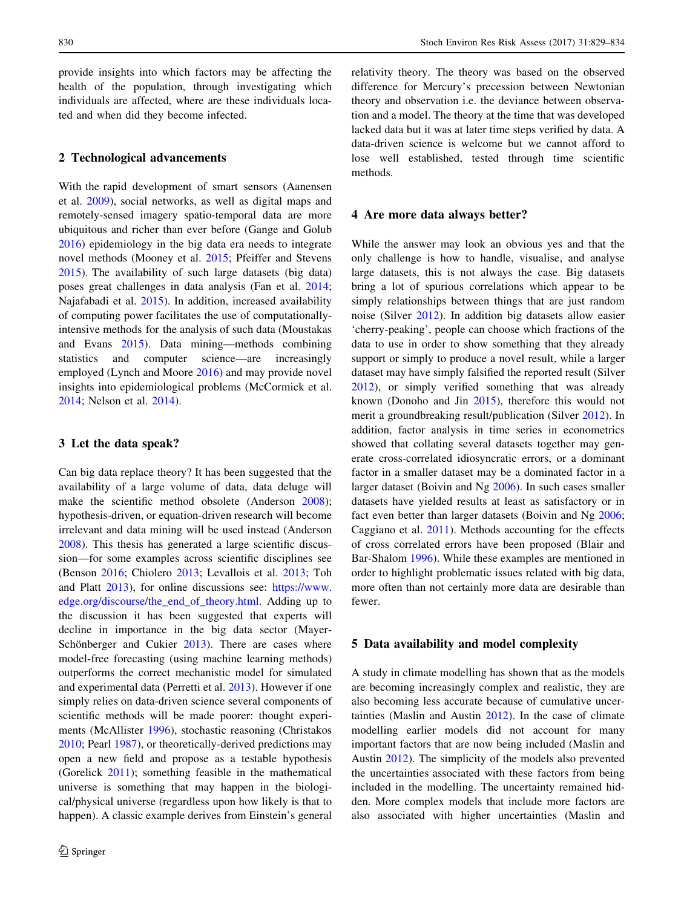provide insights into which factors may be affecting the health of the population, through investigating which individuals are affected, where are these individuals located and when did they become infected.

## 2 Technological advancements

With the rapid development of smart sensors (Aanensen et al. 2009), social networks, as well as digital maps and remotely-sensed imagery spatio-temporal data are more ubiquitous and richer than ever before (Gange and Golub 2016) epidemiology in the big data era needs to integrate novel methods (Mooney et al. 2015; Pfeiffer and Stevens 2015). The availability of such large datasets (big data) poses great challenges in data analysis (Fan et al. 2014; Najafabadi et al. 2015). In addition, increased availability of computing power facilitates the use of computationally-intensive methods for the analysis of such data (Moustakas and Evans 2015). Data mining—methods combining statistics and computer science—are increasingly employed (Lynch and Moore 2016) and may provide novel insights into epidemiological problems (McCormick et al. 2014; Nelson et al. 2014).

## 3 Let the data speak?

Can big data replace theory? It has been suggested that the availability of a large volume of data, data deluge will make the scientific method obsolete (Anderson 2008); hypothesis-driven, or equation-driven research will become irrelevant and data mining will be used instead (Anderson 2008). This thesis has generated a large scientific discussion—for some examples across scientific disciplines see (Benson 2016; Chiolero 2013; Levallois et al. 2013; Toh and Platt 2013), for online discussions see: https://www.edge.org/discourse/the_end_of_theory.html. Adding up to the discussion it has been suggested that experts will decline in importance in the big data sector (Mayer-Schönberger and Cukier 2013). There are cases where model-free forecasting (using machine learning methods) outperforms the correct mechanistic model for simulated and experimental data (Perretti et al. 2013). However if one simply relies on data-driven science several components of scientific methods will be made poorer: thought experiments (McAllister 1996), stochastic reasoning (Christakos 2010; Pearl 1987), or theoretically-derived predictions may open a new field and propose as a testable hypothesis (Gorelick 2011); something feasible in the mathematical universe is something that may happen in the biological/physical universe (regardless upon how likely is that to happen). A classic example derives from Einstein's general relativity theory. The theory was based on the observed difference for Mercury's precession between Newtonian theory and observation i.e. the deviance between observation and a model. The theory at the time that was developed lacked data but it was at later time steps verified by data. A data-driven science is welcome but we cannot afford to lose well established, tested through time scientific methods.

## 4 Are more data always better?

While the answer may look an obvious yes and that the only challenge is how to handle, visualise, and analyse large datasets, this is not always the case. Big datasets bring a lot of spurious correlations which appear to be simply relationships between things that are just random noise (Silver 2012). In addition big datasets allow easier 'cherry-peaking', people can choose which fractions of the data to use in order to show something that they already support or simply to produce a novel result, while a larger dataset may have simply falsified the reported result (Silver 2012), or simply verified something that was already known (Donoho and Jin 2015), therefore this would not merit a groundbreaking result/publication (Silver 2012). In addition, factor analysis in time series in econometrics showed that collating several datasets together may generate cross-correlated idiosyncratic errors, or a dominant factor in a smaller dataset may be a dominated factor in a larger dataset (Boivin and Ng 2006). In such cases smaller datasets have yielded results at least as satisfactory or in fact even better than larger datasets (Boivin and Ng 2006; Caggiano et al. 2011). Methods accounting for the effects of cross correlated errors have been proposed (Blair and Bar-Shalom 1996). While these examples are mentioned in order to highlight problematic issues related with big data, more often than not certainly more data are desirable than fewer.

## 5 Data availability and model complexity

A study in climate modelling has shown that as the models are becoming increasingly complex and realistic, they are also becoming less accurate because of cumulative uncertainties (Maslin and Austin 2012). In the case of climate modelling earlier models did not account for many important factors that are now being included (Maslin and Austin 2012). The simplicity of the models also prevented the uncertainties associated with these factors from being included in the modelling. The uncertainty remained hidden. More complex models that include more factors are also associated with higher uncertainties (Maslin and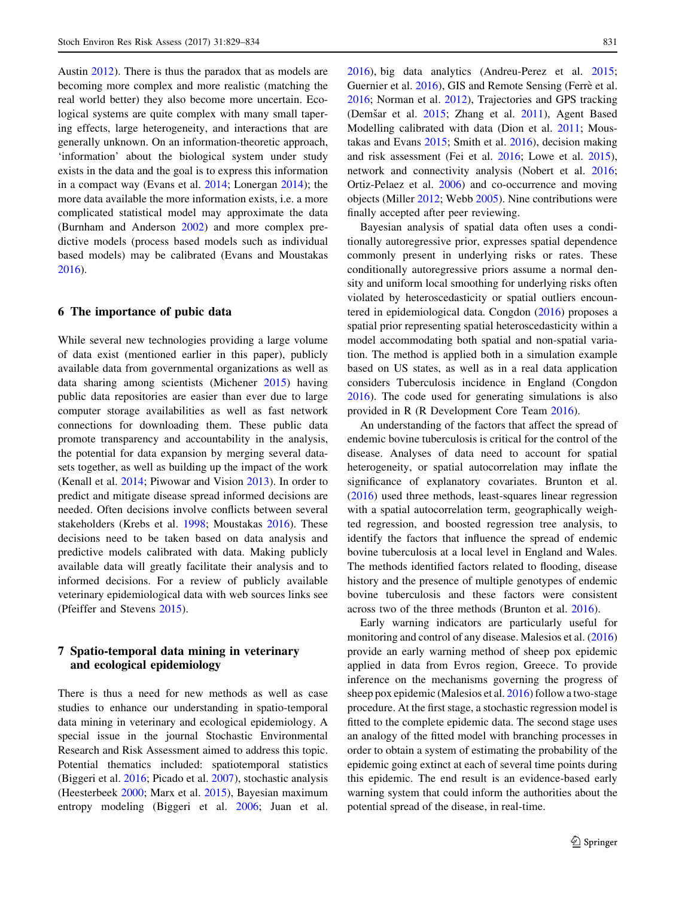Austin 2012). There is thus the paradox that as models are becoming more complex and more realistic (matching the real world better) they also become more uncertain. Ecological systems are quite complex with many small tapering effects, large heterogeneity, and interactions that are generally unknown. On an information-theoretic approach, 'information' about the biological system under study exists in the data and the goal is to express this information in a compact way (Evans et al. 2014; Lonergan 2014); the more data available the more information exists, i.e. a more complicated statistical model may approximate the data (Burnham and Anderson 2002) and more complex predictive models (process based models such as individual based models) may be calibrated (Evans and Moustakas 2016).

## 6 The importance of pubic data

While several new technologies providing a large volume of data exist (mentioned earlier in this paper), publicly available data from governmental organizations as well as data sharing among scientists (Michener 2015) having public data repositories are easier than ever due to large computer storage availabilities as well as fast network connections for downloading them. These public data promote transparency and accountability in the analysis, the potential for data expansion by merging several datasets together, as well as building up the impact of the work (Kenall et al. 2014; Piwowar and Vision 2013). In order to predict and mitigate disease spread informed decisions are needed. Often decisions involve conflicts between several stakeholders (Krebs et al. 1998; Moustakas 2016). These decisions need to be taken based on data analysis and predictive models calibrated with data. Making publicly available data will greatly facilitate their analysis and to informed decisions. For a review of publicly available veterinary epidemiological data with web sources links see (Pfeiffer and Stevens 2015).

## 7 Spatio-temporal data mining in veterinary and ecological epidemiology

There is thus a need for new methods as well as case studies to enhance our understanding in spatio-temporal data mining in veterinary and ecological epidemiology. A special issue in the journal Stochastic Environmental Research and Risk Assessment aimed to address this topic. Potential thematics included: spatiotemporal statistics (Biggeri et al. 2016; Picado et al. 2007), stochastic analysis (Heesterbeek 2000; Marx et al. 2015), Bayesian maximum entropy modeling (Biggeri et al. 2006; Juan et al. 2016), big data analytics (Andreu-Perez et al. 2015; Guernier et al. 2016), GIS and Remote Sensing (Ferrè et al. 2016; Norman et al. 2012), Trajectories and GPS tracking (Demšar et al. 2015; Zhang et al. 2011), Agent Based Modelling calibrated with data (Dion et al. 2011; Moustakas and Evans 2015; Smith et al. 2016), decision making and risk assessment (Fei et al. 2016; Lowe et al. 2015), network and connectivity analysis (Nobert et al. 2016; Ortiz-Pelaez et al. 2006) and co-occurrence and moving objects (Miller 2012; Webb 2005). Nine contributions were finally accepted after peer reviewing.

Bayesian analysis of spatial data often uses a conditionally autoregressive prior, expresses spatial dependence commonly present in underlying risks or rates. These conditionally autoregressive priors assume a normal density and uniform local smoothing for underlying risks often violated by heteroscedasticity or spatial outliers encountered in epidemiological data. Congdon (2016) proposes a spatial prior representing spatial heteroscedasticity within a model accommodating both spatial and non-spatial variation. The method is applied both in a simulation example based on US states, as well as in a real data application considers Tuberculosis incidence in England (Congdon 2016). The code used for generating simulations is also provided in R (R Development Core Team 2016).

An understanding of the factors that affect the spread of endemic bovine tuberculosis is critical for the control of the disease. Analyses of data need to account for spatial heterogeneity, or spatial autocorrelation may inflate the significance of explanatory covariates. Brunton et al. (2016) used three methods, least-squares linear regression with a spatial autocorrelation term, geographically weighted regression, and boosted regression tree analysis, to identify the factors that influence the spread of endemic bovine tuberculosis at a local level in England and Wales. The methods identified factors related to flooding, disease history and the presence of multiple genotypes of endemic bovine tuberculosis and these factors were consistent across two of the three methods (Brunton et al. 2016).

Early warning indicators are particularly useful for monitoring and control of any disease. Malesios et al. (2016) provide an early warning method of sheep pox epidemic applied in data from Evros region, Greece. To provide inference on the mechanisms governing the progress of sheep pox epidemic (Malesios et al. 2016) follow a two-stage procedure. At the first stage, a stochastic regression model is fitted to the complete epidemic data. The second stage uses an analogy of the fitted model with branching processes in order to obtain a system of estimating the probability of the epidemic going extinct at each of several time points during this epidemic. The end result is an evidence-based early warning system that could inform the authorities about the potential spread of the disease, in real-time.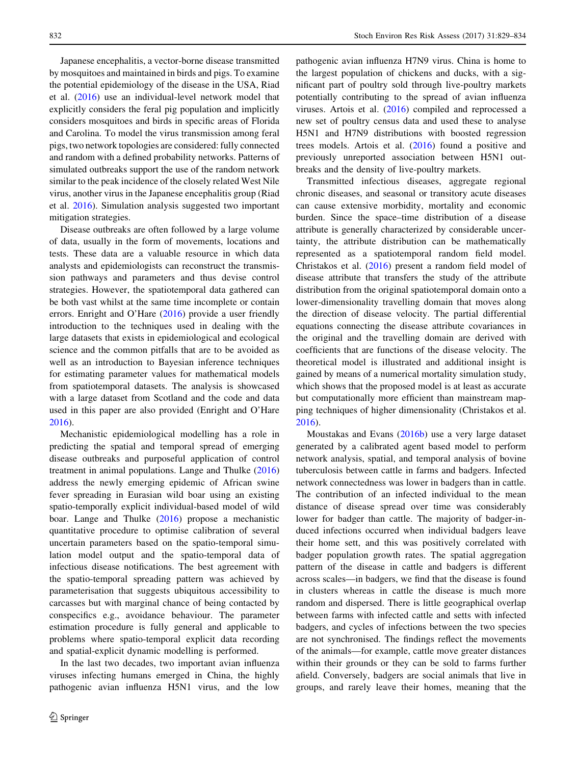Japanese encephalitis, a vector-borne disease transmitted by mosquitoes and maintained in birds and pigs. To examine the potential epidemiology of the disease in the USA, Riad et al. (2016) use an individual-level network model that explicitly considers the feral pig population and implicitly considers mosquitoes and birds in specific areas of Florida and Carolina. To model the virus transmission among feral pigs, two network topologies are considered: fully connected and random with a defined probability networks. Patterns of simulated outbreaks support the use of the random network similar to the peak incidence of the closely related West Nile virus, another virus in the Japanese encephalitis group (Riad et al. 2016). Simulation analysis suggested two important mitigation strategies.

Disease outbreaks are often followed by a large volume of data, usually in the form of movements, locations and tests. These data are a valuable resource in which data analysts and epidemiologists can reconstruct the transmission pathways and parameters and thus devise control strategies. However, the spatiotemporal data gathered can be both vast whilst at the same time incomplete or contain errors. Enright and O'Hare (2016) provide a user friendly introduction to the techniques used in dealing with the large datasets that exists in epidemiological and ecological science and the common pitfalls that are to be avoided as well as an introduction to Bayesian inference techniques for estimating parameter values for mathematical models from spatiotemporal datasets. The analysis is showcased with a large dataset from Scotland and the code and data used in this paper are also provided (Enright and O'Hare 2016).

Mechanistic epidemiological modelling has a role in predicting the spatial and temporal spread of emerging disease outbreaks and purposeful application of control treatment in animal populations. Lange and Thulke (2016) address the newly emerging epidemic of African swine fever spreading in Eurasian wild boar using an existing spatio-temporally explicit individual-based model of wild boar. Lange and Thulke (2016) propose a mechanistic quantitative procedure to optimise calibration of several uncertain parameters based on the spatio-temporal simulation model output and the spatio-temporal data of infectious disease notifications. The best agreement with the spatio-temporal spreading pattern was achieved by parameterisation that suggests ubiquitous accessibility to carcasses but with marginal chance of being contacted by conspecifics e.g., avoidance behaviour. The parameter estimation procedure is fully general and applicable to problems where spatio-temporal explicit data recording and spatial-explicit dynamic modelling is performed.

In the last two decades, two important avian influenza viruses infecting humans emerged in China, the highly pathogenic avian influenza H5N1 virus, and the low pathogenic avian influenza H7N9 virus. China is home to the largest population of chickens and ducks, with a significant part of poultry sold through live-poultry markets potentially contributing to the spread of avian influenza viruses. Artois et al. (2016) compiled and reprocessed a new set of poultry census data and used these to analyse H5N1 and H7N9 distributions with boosted regression trees models. Artois et al. (2016) found a positive and previously unreported association between H5N1 outbreaks and the density of live-poultry markets.

Transmitted infectious diseases, aggregate regional chronic diseases, and seasonal or transitory acute diseases can cause extensive morbidity, mortality and economic burden. Since the space–time distribution of a disease attribute is generally characterized by considerable uncertainty, the attribute distribution can be mathematically represented as a spatiotemporal random field model. Christakos et al. (2016) present a random field model of disease attribute that transfers the study of the attribute distribution from the original spatiotemporal domain onto a lower-dimensionality travelling domain that moves along the direction of disease velocity. The partial differential equations connecting the disease attribute covariances in the original and the travelling domain are derived with coefficients that are functions of the disease velocity. The theoretical model is illustrated and additional insight is gained by means of a numerical mortality simulation study, which shows that the proposed model is at least as accurate but computationally more efficient than mainstream mapping techniques of higher dimensionality (Christakos et al. 2016).

Moustakas and Evans (2016b) use a very large dataset generated by a calibrated agent based model to perform network analysis, spatial, and temporal analysis of bovine tuberculosis between cattle in farms and badgers. Infected network connectedness was lower in badgers than in cattle. The contribution of an infected individual to the mean distance of disease spread over time was considerably lower for badger than cattle. The majority of badger-induced infections occurred when individual badgers leave their home sett, and this was positively correlated with badger population growth rates. The spatial aggregation pattern of the disease in cattle and badgers is different across scales—in badgers, we find that the disease is found in clusters whereas in cattle the disease is much more random and dispersed. There is little geographical overlap between farms with infected cattle and setts with infected badgers, and cycles of infections between the two species are not synchronised. The findings reflect the movements of the animals—for example, cattle move greater distances within their grounds or they can be sold to farms further afield. Conversely, badgers are social animals that live in groups, and rarely leave their homes, meaning that the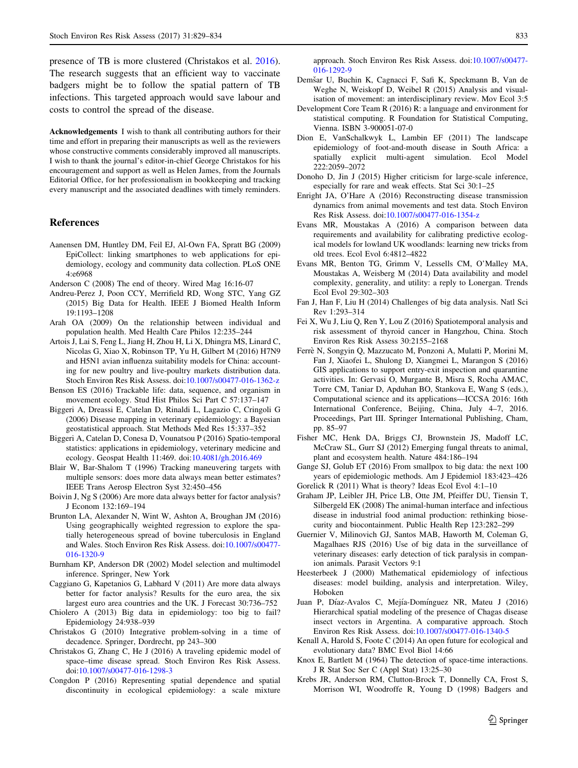presence of TB is more clustered (Christakos et al. 2016). The research suggests that an efficient way to vaccinate badgers might be to follow the spatial pattern of TB infections. This targeted approach would save labour and costs to control the spread of the disease.

**Acknowledgements** I wish to thank all contributing authors for their time and effort in preparing their manuscripts as well as the reviewers whose constructive comments considerably improved all manuscripts. I wish to thank the journal's editor-in-chief George Christakos for his encouragement and support as well as Helen James, from the Journals Editorial Office, for her professionalism in bookkeeping and tracking every manuscript and the associated deadlines with timely reminders.

## References

Aanensen DM, Huntley DM, Feil EJ, Al-Own FA, Spratt BG (2009) EpiCollect: linking smartphones to web applications for epidemiology, ecology and community data collection. PLoS ONE 4:e6968

Anderson C (2008) The end of theory. Wired Mag 16:16-07

Andreu-Perez J, Poon CCY, Merrifield RD, Wong STC, Yang GZ (2015) Big Data for Health. IEEE J Biomed Health Inform 19:1193–1208

Arah OA (2009) On the relationship between individual and population health. Med Health Care Philos 12:235–244

Artois J, Lai S, Feng L, Jiang H, Zhou H, Li X, Dhingra MS, Linard C, Nicolas G, Xiao X, Robinson TP, Yu H, Gilbert M (2016) H7N9 and H5N1 avian influenza suitability models for China: accounting for new poultry and live-poultry markets distribution data. Stoch Environ Res Risk Assess. doi:10.1007/s00477-016-1362-z

Benson ES (2016) Trackable life: data, sequence, and organism in movement ecology. Stud Hist Philos Sci Part C 57:137–147

Biggeri A, Dreassi E, Catelan D, Rinaldi L, Lagazio C, Cringoli G (2006) Disease mapping in veterinary epidemiology: a Bayesian geostatistical approach. Stat Methods Med Res 15:337–352

Biggeri A, Catelan D, Conesa D, Vounatsou P (2016) Spatio-temporal statistics: applications in epidemiology, veterinary medicine and ecology. Geospat Health 11:469. doi:10.4081/gh.2016.469

Blair W, Bar-Shalom T (1996) Tracking maneuvering targets with multiple sensors: does more data always mean better estimates? IEEE Trans Aerosp Electron Syst 32:450–456

Boivin J, Ng S (2006) Are more data always better for factor analysis? J Econom 132:169–194

Brunton LA, Alexander N, Wint W, Ashton A, Broughan JM (2016) Using geographically weighted regression to explore the spatially heterogeneous spread of bovine tuberculosis in England and Wales. Stoch Environ Res Risk Assess. doi:10.1007/s00477-016-1320-9

Burnham KP, Anderson DR (2002) Model selection and multimodel inference. Springer, New York

Caggiano G, Kapetanios G, Labhard V (2011) Are more data always better for factor analysis? Results for the euro area, the six largest euro area countries and the UK. J Forecast 30:736–752

Chiolero A (2013) Big data in epidemiology: too big to fail? Epidemiology 24:938–939

Christakos G (2010) Integrative problem-solving in a time of decadence. Springer, Dordrecht, pp 243–300

Christakos G, Zhang C, He J (2016) A traveling epidemic model of space–time disease spread. Stoch Environ Res Risk Assess. doi:10.1007/s00477-016-1298-3

Congdon P (2016) Representing spatial dependence and spatial discontinuity in ecological epidemiology: a scale mixture approach. Stoch Environ Res Risk Assess. doi:10.1007/s00477-016-1292-9

Demšar U, Buchin K, Cagnacci F, Safi K, Speckmann B, Van de Weghe N, Weiskopf D, Weibel R (2015) Analysis and visualisation of movement: an interdisciplinary review. Mov Ecol 3:5

Development Core Team R (2016) R: a language and environment for statistical computing. R Foundation for Statistical Computing, Vienna. ISBN 3-900051-07-0

Dion E, VanSchalkwyk L, Lambin EF (2011) The landscape epidemiology of foot-and-mouth disease in South Africa: a spatially explicit multi-agent simulation. Ecol Model 222:2059–2072

Donoho D, Jin J (2015) Higher criticism for large-scale inference, especially for rare and weak effects. Stat Sci 30:1–25

Enright JA, O'Hare A (2016) Reconstructing disease transmission dynamics from animal movements and test data. Stoch Environ Res Risk Assess. doi:10.1007/s00477-016-1354-z

Evans MR, Moustakas A (2016) A comparison between data requirements and availability for calibrating predictive ecological models for lowland UK woodlands: learning new tricks from old trees. Ecol Evol 6:4812–4822

Evans MR, Benton TG, Grimm V, Lessells CM, O'Malley MA, Moustakas A, Weisberg M (2014) Data availability and model complexity, generality, and utility: a reply to Lonergan. Trends Ecol Evol 29:302–303

Fan J, Han F, Liu H (2014) Challenges of big data analysis. Natl Sci Rev 1:293–314

Fei X, Wu J, Liu Q, Ren Y, Lou Z (2016) Spatiotemporal analysis and risk assessment of thyroid cancer in Hangzhou, China. Stoch Environ Res Risk Assess 30:2155–2168

Ferrè N, Songyin Q, Mazzucato M, Ponzoni A, Mulatti P, Morini M, Fan J, Xiaofei L, Shulong D, Xiangmei L, Marangon S (2016) GIS applications to support entry-exit inspection and quarantine activities. In: Gervasi O, Murgante B, Misra S, Rocha AMAC, Torre CM, Taniar D, Apduhan BO, Stankova E, Wang S (eds.), Computational science and its applications—ICCSA 2016: 16th International Conference, Beijing, China, July 4–7, 2016. Proceedings, Part III. Springer International Publishing, Cham, pp. 85–97

Fisher MC, Henk DA, Briggs CJ, Brownstein JS, Madoff LC, McCraw SL, Gurr SJ (2012) Emerging fungal threats to animal, plant and ecosystem health. Nature 484:186–194

Gange SJ, Golub ET (2016) From smallpox to big data: the next 100 years of epidemiologic methods. Am J Epidemiol 183:423–426

Gorelick R (2011) What is theory? Ideas Ecol Evol 4:1–10

Graham JP, Leibler JH, Price LB, Otte JM, Pfeiffer DU, Tiensin T, Silbergeld EK (2008) The animal-human interface and infectious disease in industrial food animal production: rethinking biosecurity and biocontainment. Public Health Rep 123:282–299

Guernier V, Milinovich GJ, Santos MAB, Haworth M, Coleman G, Magalhaes RJS (2016) Use of big data in the surveillance of veterinary diseases: early detection of tick paralysis in companion animals. Parasit Vectors 9:1

Heesterbeek J (2000) Mathematical epidemiology of infectious diseases: model building, analysis and interpretation. Wiley, Hoboken

Juan P, Díaz-Avalos C, Mejía-Domínguez NR, Mateu J (2016) Hierarchical spatial modeling of the presence of Chagas disease insect vectors in Argentina. A comparative approach. Stoch Environ Res Risk Assess. doi:10.1007/s00477-016-1340-5

Kenall A, Harold S, Foote C (2014) An open future for ecological and evolutionary data? BMC Evol Biol 14:66

Knox E, Bartlett M (1964) The detection of space-time interactions. J R Stat Soc Ser C (Appl Stat) 13:25–30

Krebs JR, Anderson RM, Clutton-Brock T, Donnelly CA, Frost S, Morrison WI, Woodroffe R, Young D (1998) Badgers and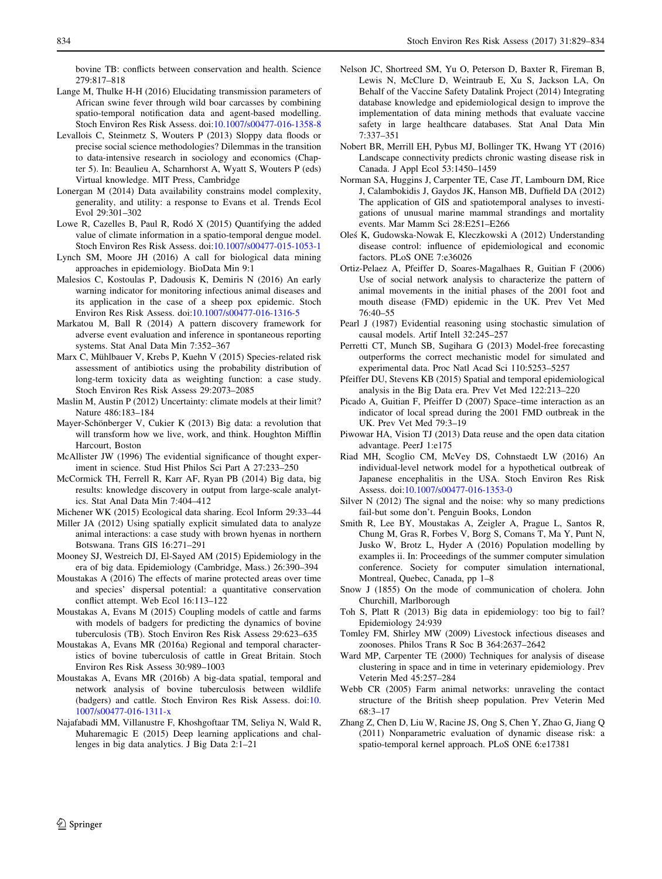bovine TB: conflicts between conservation and health. Science 279:817–818

Lange M, Thulke H-H (2016) Elucidating transmission parameters of African swine fever through wild boar carcasses by combining spatio-temporal notification data and agent-based modelling. Stoch Environ Res Risk Assess. doi:10.1007/s00477-016-1358-8

Levallois C, Steinmetz S, Wouters P (2013) Sloppy data floods or precise social science methodologies? Dilemmas in the transition to data-intensive research in sociology and economics (Chapter 5). In: Beaulieu A, Scharnhorst A, Wyatt S, Wouters P (eds) Virtual knowledge. MIT Press, Cambridge

Lonergan M (2014) Data availability constrains model complexity, generality, and utility: a response to Evans et al. Trends Ecol Evol 29:301–302

Lowe R, Cazelles B, Paul R, Rodó X (2015) Quantifying the added value of climate information in a spatio-temporal dengue model. Stoch Environ Res Risk Assess. doi:10.1007/s00477-015-1053-1

Lynch SM, Moore JH (2016) A call for biological data mining approaches in epidemiology. BioData Min 9:1

Malesios C, Kostoulas P, Dadousis K, Demiris N (2016) An early warning indicator for monitoring infectious animal diseases and its application in the case of a sheep pox epidemic. Stoch Environ Res Risk Assess. doi:10.1007/s00477-016-1316-5

Markatou M, Ball R (2014) A pattern discovery framework for adverse event evaluation and inference in spontaneous reporting systems. Stat Anal Data Min 7:352–367

Marx C, Mühlbauer V, Krebs P, Kuehn V (2015) Species-related risk assessment of antibiotics using the probability distribution of long-term toxicity data as weighting function: a case study. Stoch Environ Res Risk Assess 29:2073–2085

Maslin M, Austin P (2012) Uncertainty: climate models at their limit? Nature 486:183–184

Mayer-Schönberger V, Cukier K (2013) Big data: a revolution that will transform how we live, work, and think. Houghton Mifflin Harcourt, Boston

McAllister JW (1996) The evidential significance of thought experiment in science. Stud Hist Philos Sci Part A 27:233–250

McCormick TH, Ferrell R, Karr AF, Ryan PB (2014) Big data, big results: knowledge discovery in output from large-scale analytics. Stat Anal Data Min 7:404–412

Michener WK (2015) Ecological data sharing. Ecol Inform 29:33–44

Miller JA (2012) Using spatially explicit simulated data to analyze animal interactions: a case study with brown hyenas in northern Botswana. Trans GIS 16:271–291

Mooney SJ, Westreich DJ, El-Sayed AM (2015) Epidemiology in the era of big data. Epidemiology (Cambridge, Mass.) 26:390–394

Moustakas A (2016) The effects of marine protected areas over time and species' dispersal potential: a quantitative conservation conflict attempt. Web Ecol 16:113–122

Moustakas A, Evans M (2015) Coupling models of cattle and farms with models of badgers for predicting the dynamics of bovine tuberculosis (TB). Stoch Environ Res Risk Assess 29:623–635

Moustakas A, Evans MR (2016a) Regional and temporal characteristics of bovine tuberculosis of cattle in Great Britain. Stoch Environ Res Risk Assess 30:989–1003

Moustakas A, Evans MR (2016b) A big-data spatial, temporal and network analysis of bovine tuberculosis between wildlife (badgers) and cattle. Stoch Environ Res Risk Assess. doi:10.1007/s00477-016-1311-x

Najafabadi MM, Villanustre F, Khoshgoftaar TM, Seliya N, Wald R, Muharemagic E (2015) Deep learning applications and challenges in big data analytics. J Big Data 2:1–21

Nelson JC, Shortreed SM, Yu O, Peterson D, Baxter R, Fireman B, Lewis N, McClure D, Weintraub E, Xu S, Jackson LA, On Behalf of the Vaccine Safety Datalink Project (2014) Integrating database knowledge and epidemiological design to improve the implementation of data mining methods that evaluate vaccine safety in large healthcare databases. Stat Anal Data Min 7:337–351

Nobert BR, Merrill EH, Pybus MJ, Bollinger TK, Hwang YT (2016) Landscape connectivity predicts chronic wasting disease risk in Canada. J Appl Ecol 53:1450–1459

Norman SA, Huggins J, Carpenter TE, Case JT, Lambourn DM, Rice J, Calambokidis J, Gaydos JK, Hanson MB, Duffield DA (2012) The application of GIS and spatiotemporal analyses to investigations of unusual marine mammal strandings and mortality events. Mar Mamm Sci 28:E251–E266

Oleś K, Gudowska-Nowak E, Kleczkowski A (2012) Understanding disease control: influence of epidemiological and economic factors. PLoS ONE 7:e36026

Ortiz-Pelaez A, Pfeiffer D, Soares-Magalhaes R, Guitian F (2006) Use of social network analysis to characterize the pattern of animal movements in the initial phases of the 2001 foot and mouth disease (FMD) epidemic in the UK. Prev Vet Med 76:40–55

Pearl J (1987) Evidential reasoning using stochastic simulation of causal models. Artif Intell 32:245–257

Perretti CT, Munch SB, Sugihara G (2013) Model-free forecasting outperforms the correct mechanistic model for simulated and experimental data. Proc Natl Acad Sci 110:5253–5257

Pfeiffer DU, Stevens KB (2015) Spatial and temporal epidemiological analysis in the Big Data era. Prev Vet Med 122:213–220

Picado A, Guitian F, Pfeiffer D (2007) Space–time interaction as an indicator of local spread during the 2001 FMD outbreak in the UK. Prev Vet Med 79:3–19

Piwowar HA, Vision TJ (2013) Data reuse and the open data citation advantage. PeerJ 1:e175

Riad MH, Scoglio CM, McVey DS, Cohnstaedt LW (2016) An individual-level network model for a hypothetical outbreak of Japanese encephalitis in the USA. Stoch Environ Res Risk Assess. doi:10.1007/s00477-016-1353-0

Silver N (2012) The signal and the noise: why so many predictions fail-but some don't. Penguin Books, London

Smith R, Lee BY, Moustakas A, Zeigler A, Prague L, Santos R, Chung M, Gras R, Forbes V, Borg S, Comans T, Ma Y, Punt N, Jusko W, Brotz L, Hyder A (2016) Population modelling by examples ii. In: Proceedings of the summer computer simulation conference. Society for computer simulation international, Montreal, Quebec, Canada, pp 1–8

Snow J (1855) On the mode of communication of cholera. John Churchill, Marlborough

Toh S, Platt R (2013) Big data in epidemiology: too big to fail? Epidemiology 24:939

Tomley FM, Shirley MW (2009) Livestock infectious diseases and zoonoses. Philos Trans R Soc B 364:2637–2642

Ward MP, Carpenter TE (2000) Techniques for analysis of disease clustering in space and in time in veterinary epidemiology. Prev Veterin Med 45:257–284

Webb CR (2005) Farm animal networks: unraveling the contact structure of the British sheep population. Prev Veterin Med 68:3–17

Zhang Z, Chen D, Liu W, Racine JS, Ong S, Chen Y, Zhao G, Jiang Q (2011) Nonparametric evaluation of dynamic disease risk: a spatio-temporal kernel approach. PLoS ONE 6:e17381